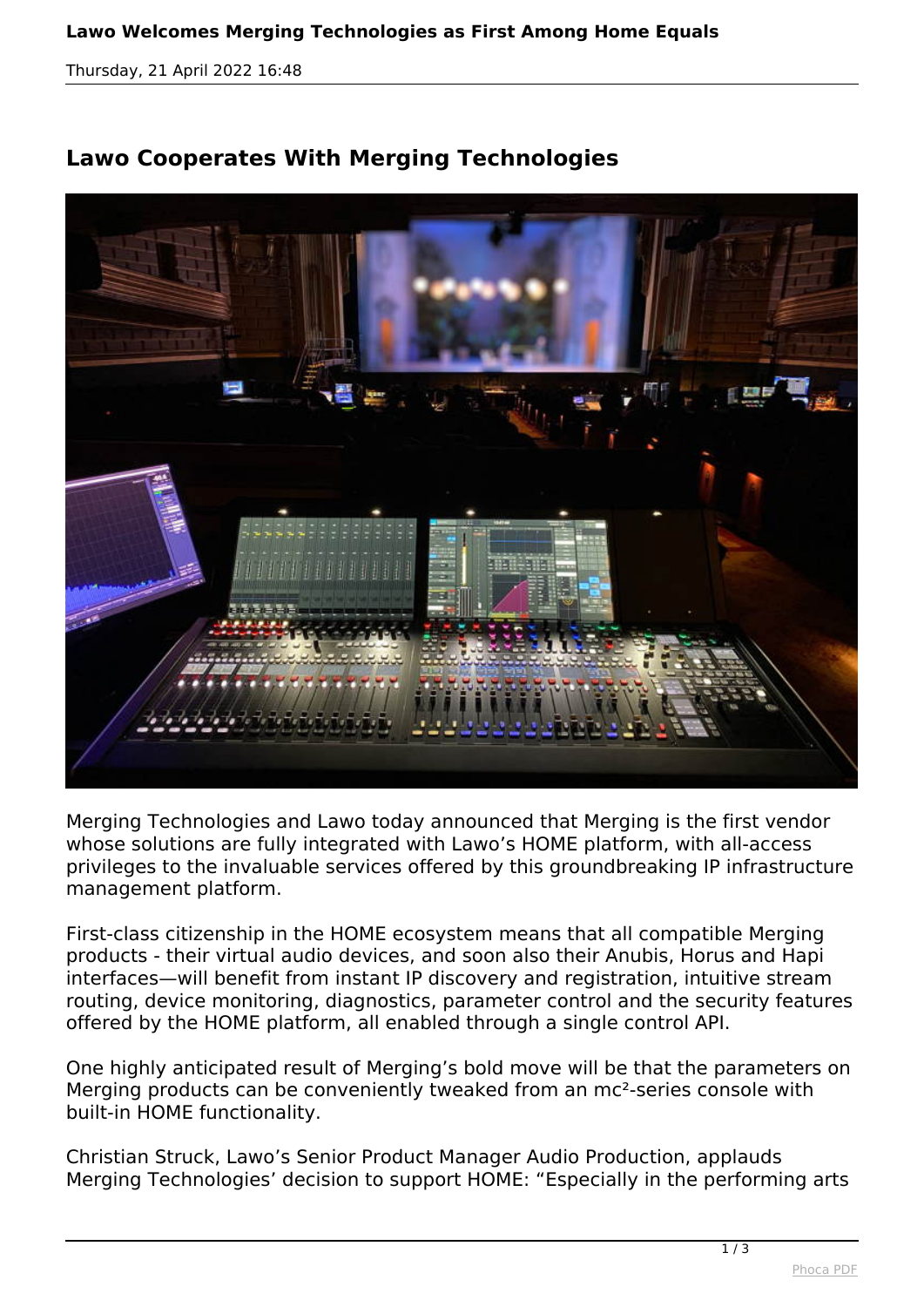# Lawo Welcomes Merging Technologies as First Among Home Equals

Thursday, 21 April 2022 16:48

## Lawo Cooperates With Merging Technologies

Merging Technologies and Lawo today announced that Merging is the first vendor whose solutions are fully integrated with Lawo's HOME platform, with all-access privileges to the invaluable services offered by this groundbreaking IP infrastructure management platform.

First-class citizenship in the HOME ecosystem means that all compatible Merging products - their virtual audio devices, and soon also their Anubis, Horus and Hapi interfaces—will benefit from instant IP discovery and registration, intuitive stream routing, device monitoring, diagnostics, parameter control and the security features offered by the HOME platform, all enabled through a single control API.

One highly anticipated result of Merging's bold move will be that the parameters on Merging products can be conveniently tweaked from an mc²-series console with built-in HOME functionality.

Christian Struck, Lawo's Senior Product Manager Audio Production, applauds Merging Technologies' decision to support HOME: "Especially in the performing arts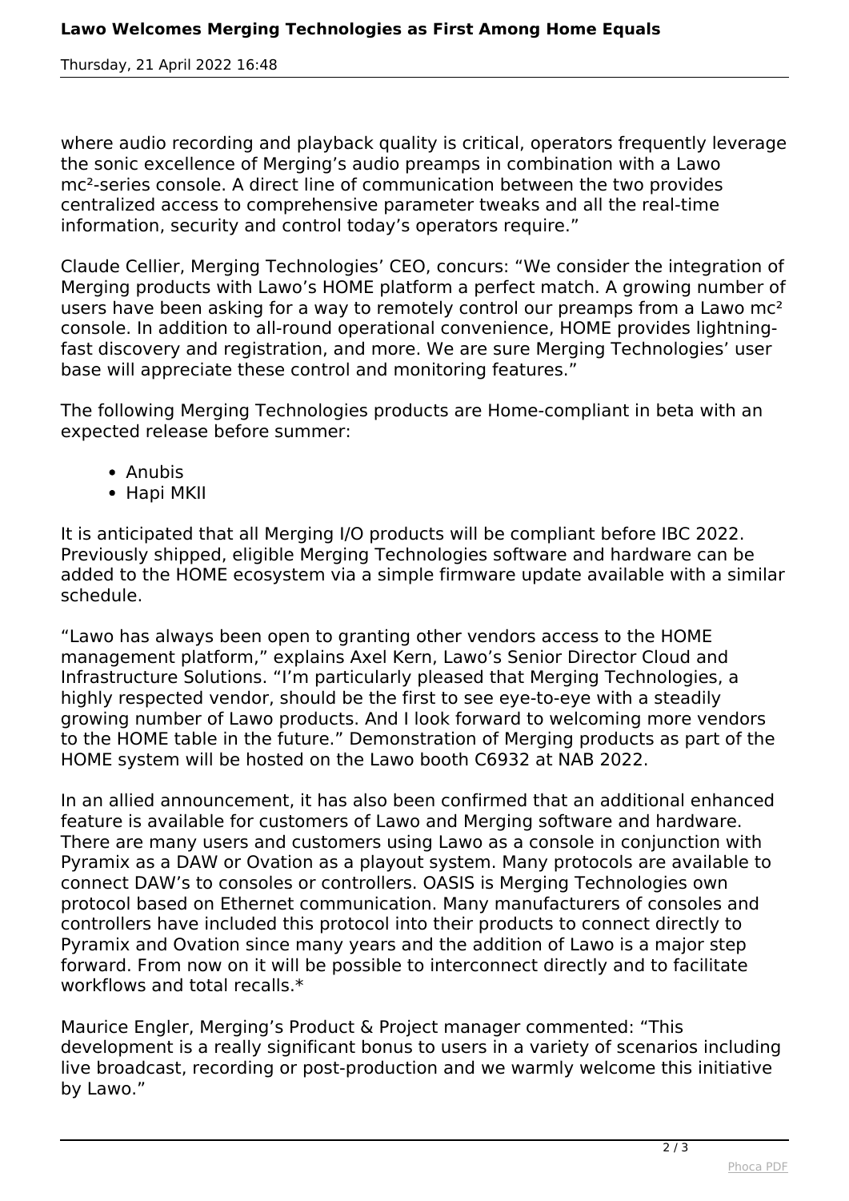where audio recording and playback quality is critical, operators frequently leverage the sonic excellence of Merging's audio preamps in combination with a Lawo mc²-series console. A direct line of communication between the two provides centralized access to comprehensive parameter tweaks and all the real-time information, security and control today's operators require."

Claude Cellier, Merging Technologies' CEO, concurs: "We consider the integration of Merging products with Lawo's HOME platform a perfect match. A growing number of users have been asking for a way to remotely control our preamps from a Lawo mc² console. In addition to all-round operational convenience, HOME provides lightning-fast discovery and registration, and more. We are sure Merging Technologies' user base will appreciate these control and monitoring features."

The following Merging Technologies products are Home-compliant in beta with an expected release before summer:

- Anubis
- Hapi MKII

It is anticipated that all Merging I/O products will be compliant before IBC 2022. Previously shipped, eligible Merging Technologies software and hardware can be added to the HOME ecosystem via a simple firmware update available with a similar schedule.

"Lawo has always been open to granting other vendors access to the HOME management platform," explains Axel Kern, Lawo's Senior Director Cloud and Infrastructure Solutions. "I'm particularly pleased that Merging Technologies, a highly respected vendor, should be the first to see eye-to-eye with a steadily growing number of Lawo products. And I look forward to welcoming more vendors to the HOME table in the future." Demonstration of Merging products as part of the HOME system will be hosted on the Lawo booth C6932 at NAB 2022.

In an allied announcement, it has also been confirmed that an additional enhanced feature is available for customers of Lawo and Merging software and hardware. There are many users and customers using Lawo as a console in conjunction with Pyramix as a DAW or Ovation as a playout system. Many protocols are available to connect DAW's to consoles or controllers. OASIS is Merging Technologies own protocol based on Ethernet communication. Many manufacturers of consoles and controllers have included this protocol into their products to connect directly to Pyramix and Ovation since many years and the addition of Lawo is a major step forward. From now on it will be possible to interconnect directly and to facilitate workflows and total recalls.*

Maurice Engler, Merging's Product & Project manager commented: "This development is a really significant bonus to users in a variety of scenarios including live broadcast, recording or post-production and we warmly welcome this initiative by Lawo."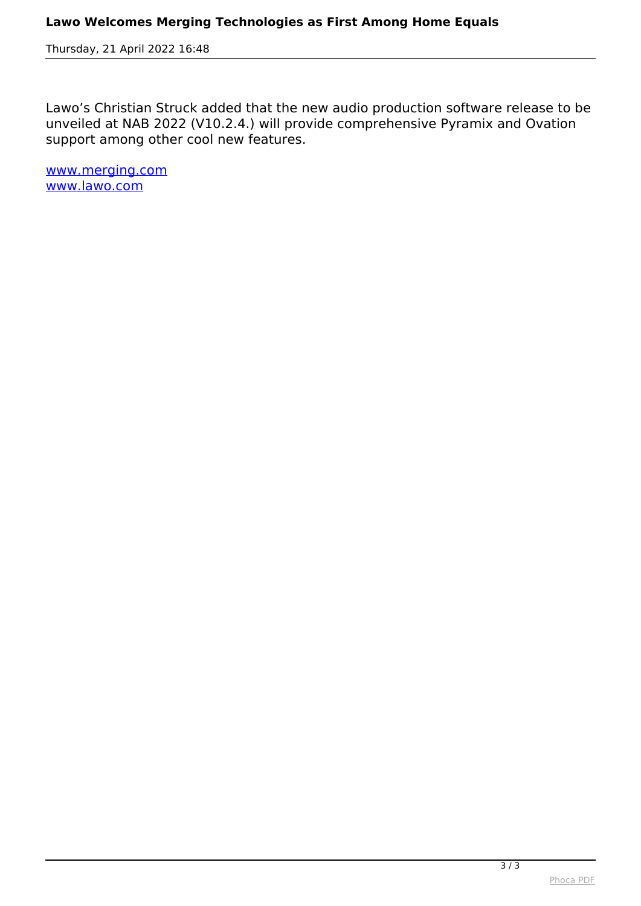Lawo’s Christian Struck added that the new audio production software release to be unveiled at NAB 2022 (V10.2.4.) will provide comprehensive Pyramix and Ovation support among other cool new features.

www.merging.com
www.lawo.com